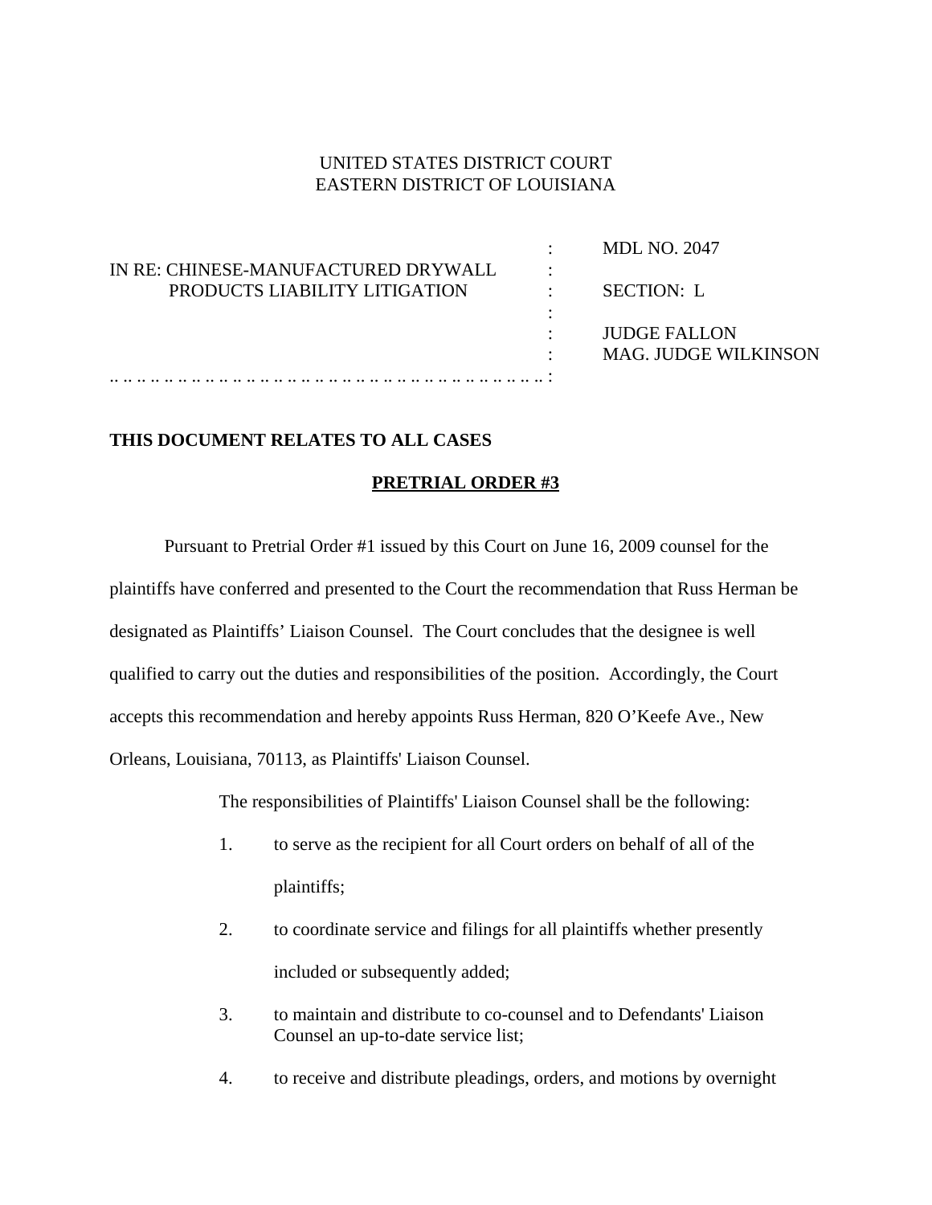UNITED STATES DISTRICT COURT
EASTERN DISTRICT OF LOUISIANA

| | | |
|---|---|---|
| IN RE: CHINESE-MANUFACTURED DRYWALL PRODUCTS LIABILITY LITIGATION | : | MDL NO. 2047 |
| | : | SECTION: L |
| | : | JUDGE FALLON |
| | : | MAG. JUDGE WILKINSON |

**THIS DOCUMENT RELATES TO ALL CASES**

**PRETRIAL ORDER #3**

Pursuant to Pretrial Order #1 issued by this Court on June 16, 2009 counsel for the plaintiffs have conferred and presented to the Court the recommendation that Russ Herman be designated as Plaintiffs' Liaison Counsel. The Court concludes that the designee is well qualified to carry out the duties and responsibilities of the position. Accordingly, the Court accepts this recommendation and hereby appoints Russ Herman, 820 O'Keefe Ave., New Orleans, Louisiana, 70113, as Plaintiffs' Liaison Counsel.

The responsibilities of Plaintiffs' Liaison Counsel shall be the following:

1. to serve as the recipient for all Court orders on behalf of all of the plaintiffs;
2. to coordinate service and filings for all plaintiffs whether presently included or subsequently added;
3. to maintain and distribute to co-counsel and to Defendants' Liaison Counsel an up-to-date service list;
4. to receive and distribute pleadings, orders, and motions by overnight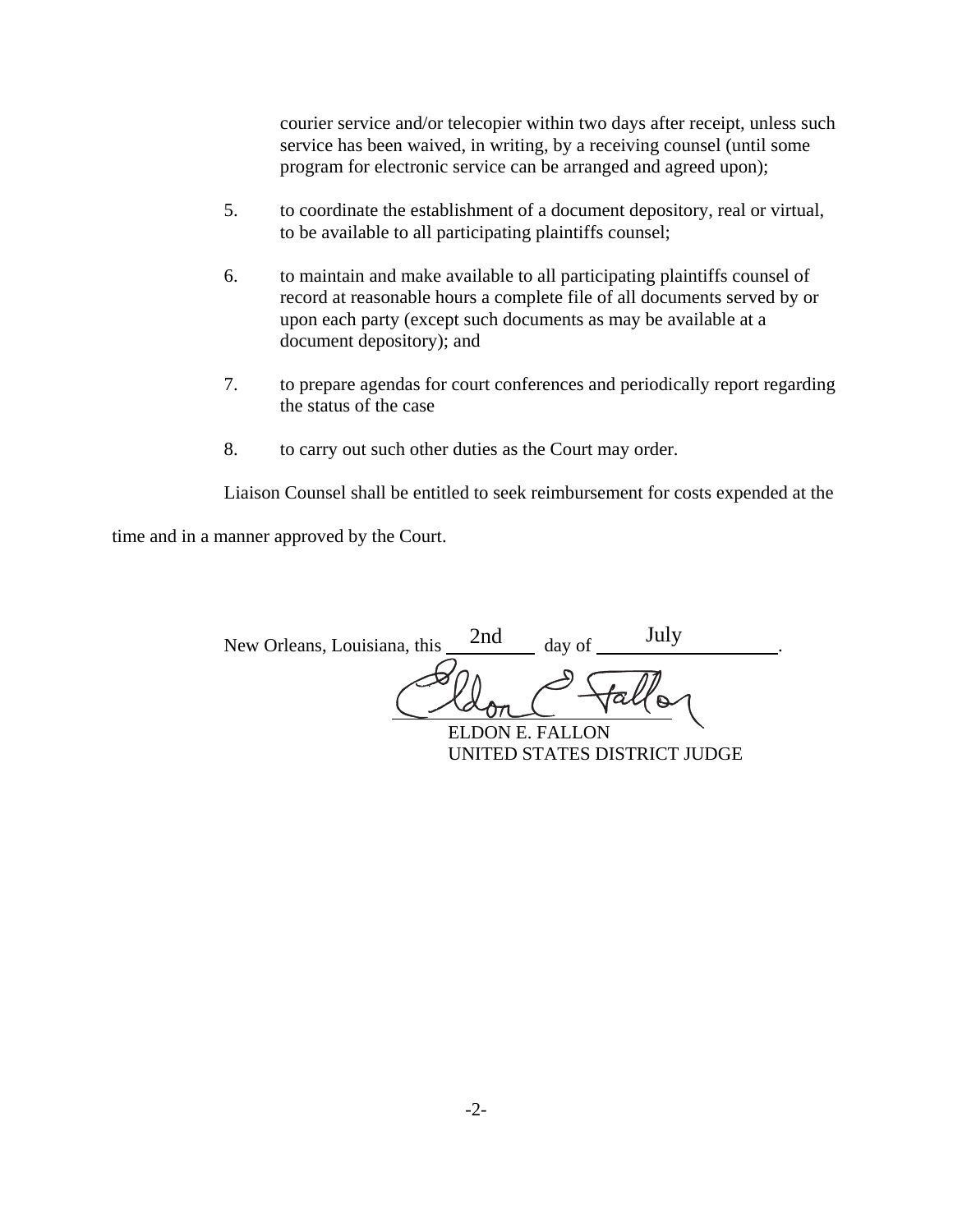courier service and/or telecopier within two days after receipt, unless such service has been waived, in writing, by a receiving counsel (until some program for electronic service can be arranged and agreed upon);

5. to coordinate the establishment of a document depository, real or virtual, to be available to all participating plaintiffs counsel;

6. to maintain and make available to all participating plaintiffs counsel of record at reasonable hours a complete file of all documents served by or upon each party (except such documents as may be available at a document depository); and

7. to prepare agendas for court conferences and periodically report regarding the status of the case

8. to carry out such other duties as the Court may order.

Liaison Counsel shall be entitled to seek reimbursement for costs expended at the time and in a manner approved by the Court.

New Orleans, Louisiana, this 2nd day of July .

ELDON E. FALLON
UNITED STATES DISTRICT JUDGE